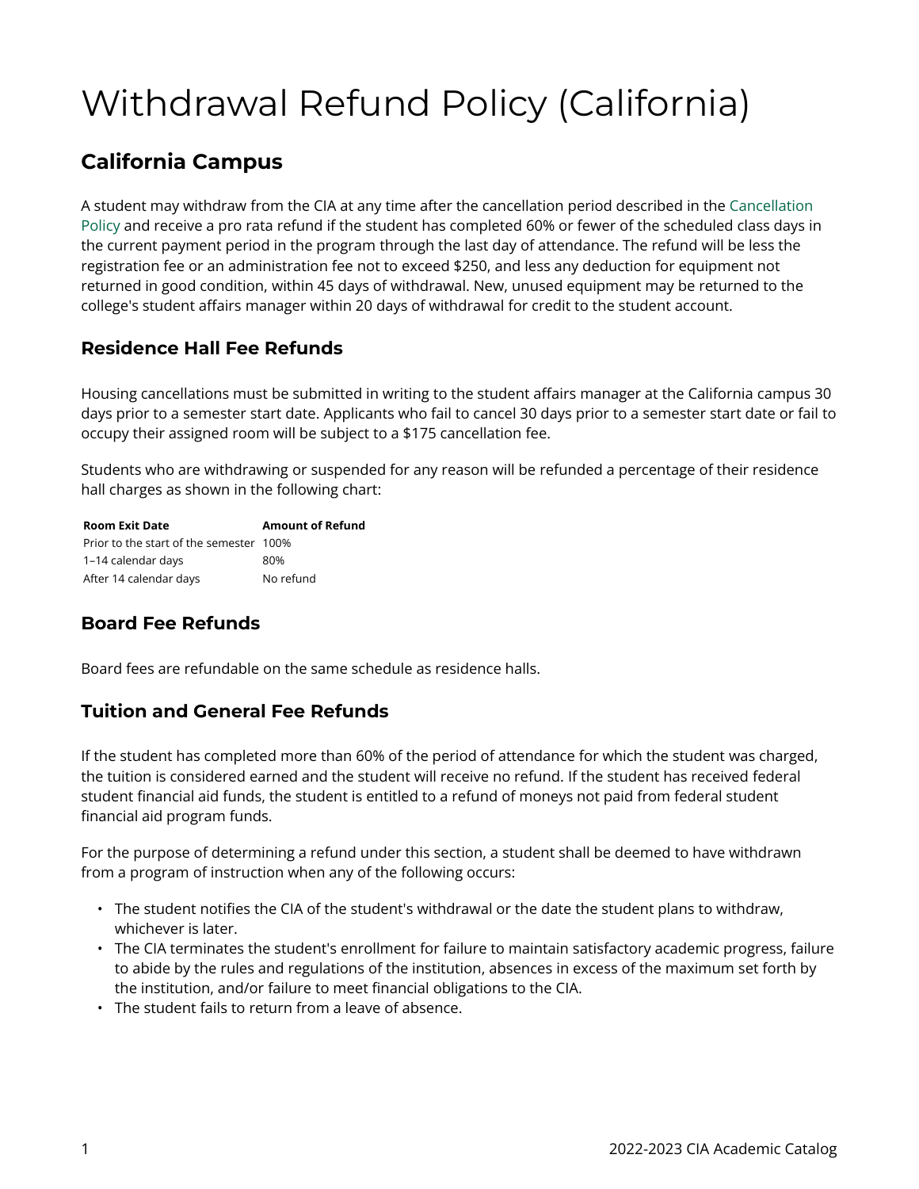# Withdrawal Refund Policy (California)

## California Campus

A student may withdraw from the CIA at any time after the cancellation period described in the Cancellation Policy and receive a pro rata refund if the student has completed 60% or fewer of the scheduled class days in the current payment period in the program through the last day of attendance. The refund will be less the registration fee or an administration fee not to exceed $250, and less any deduction for equipment not returned in good condition, within 45 days of withdrawal. New, unused equipment may be returned to the college's student affairs manager within 20 days of withdrawal for credit to the student account.

### Residence Hall Fee Refunds

Housing cancellations must be submitted in writing to the student affairs manager at the California campus 30 days prior to a semester start date. Applicants who fail to cancel 30 days prior to a semester start date or fail to occupy their assigned room will be subject to a $175 cancellation fee.

Students who are withdrawing or suspended for any reason will be refunded a percentage of their residence hall charges as shown in the following chart:

| Room Exit Date | Amount of Refund |
|---|---|
| Prior to the start of the semester | 100% |
| 1–14 calendar days | 80% |
| After 14 calendar days | No refund |

### Board Fee Refunds

Board fees are refundable on the same schedule as residence halls.

### Tuition and General Fee Refunds

If the student has completed more than 60% of the period of attendance for which the student was charged, the tuition is considered earned and the student will receive no refund. If the student has received federal student financial aid funds, the student is entitled to a refund of moneys not paid from federal student financial aid program funds.

For the purpose of determining a refund under this section, a student shall be deemed to have withdrawn from a program of instruction when any of the following occurs:

- The student notifies the CIA of the student's withdrawal or the date the student plans to withdraw, whichever is later.
- The CIA terminates the student's enrollment for failure to maintain satisfactory academic progress, failure to abide by the rules and regulations of the institution, absences in excess of the maximum set forth by the institution, and/or failure to meet financial obligations to the CIA.
- The student fails to return from a leave of absence.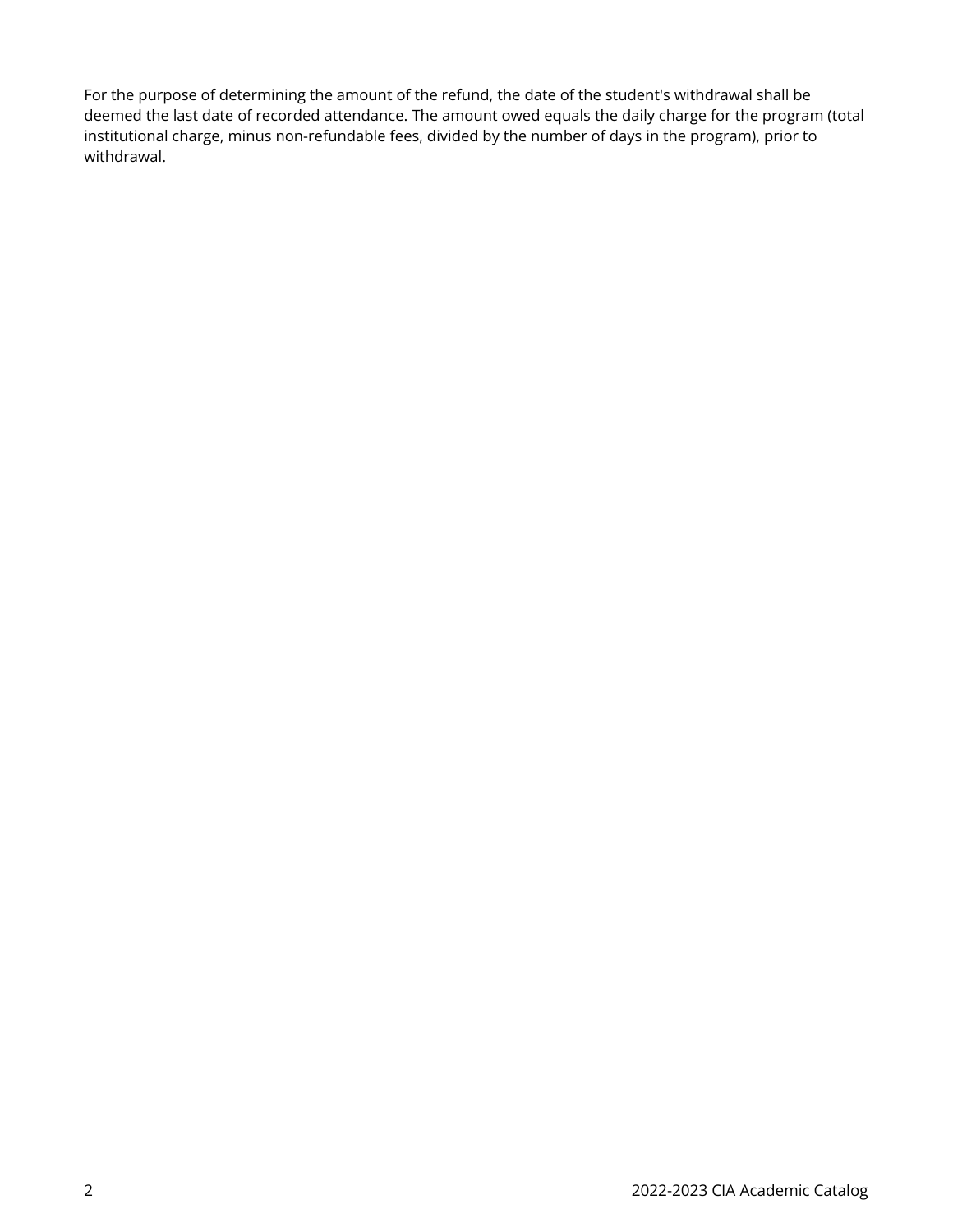For the purpose of determining the amount of the refund, the date of the student's withdrawal shall be deemed the last date of recorded attendance. The amount owed equals the daily charge for the program (total institutional charge, minus non-refundable fees, divided by the number of days in the program), prior to withdrawal.